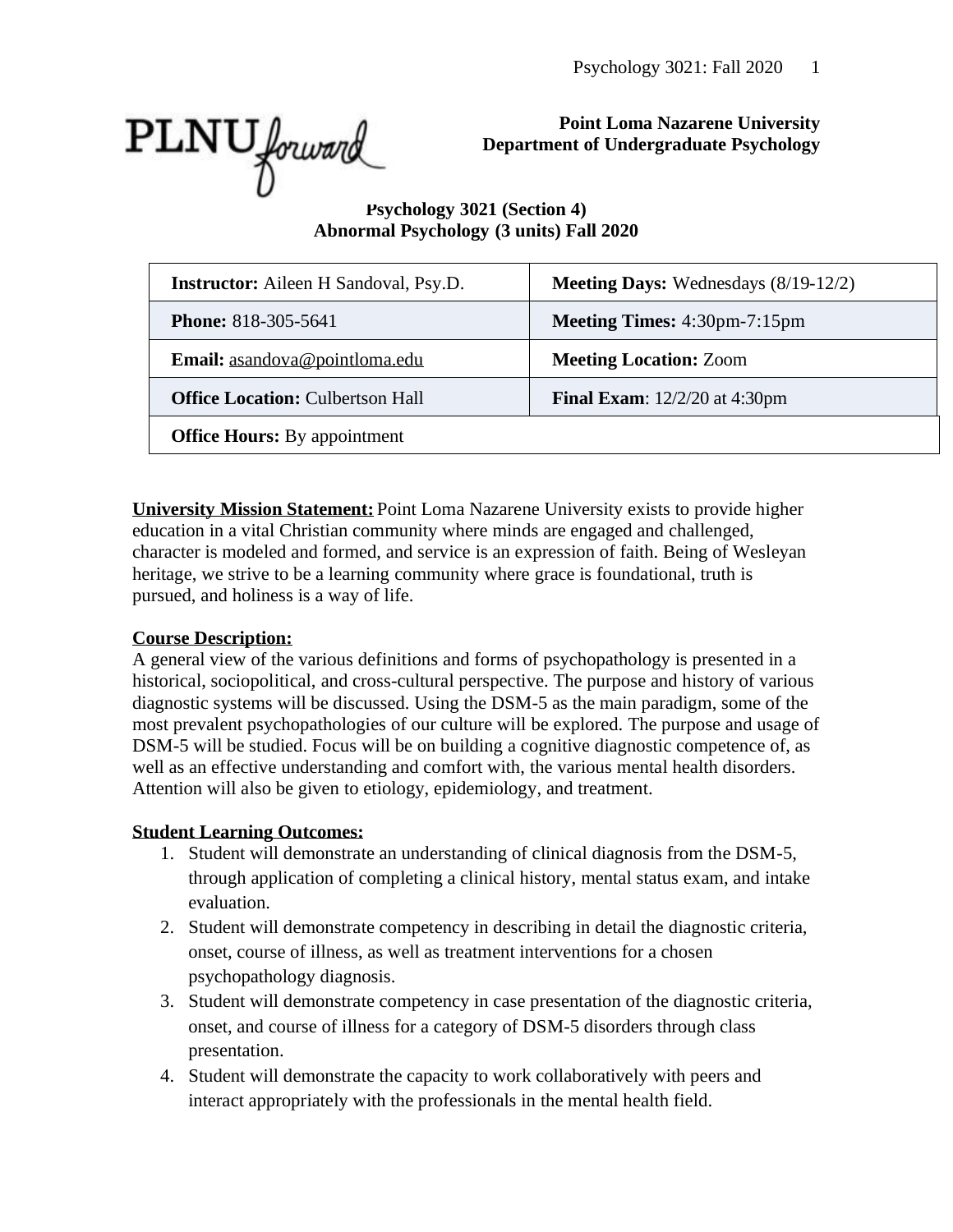**Point Loma Nazarene University**
**Department of Undergraduate Psychology**

## Psychology 3021 (Section 4)
## Abnormal Psychology (3 units) Fall 2020

| | |
|---|---|
| **Instructor:** Aileen H Sandoval, Psy.D. | **Meeting Days:** Wednesdays (8/19-12/2) |
| **Phone:** 818-305-5641 | **Meeting Times:** 4:30pm-7:15pm |
| **Email:** asandova@pointloma.edu | **Meeting Location:** Zoom |
| **Office Location:** Culbertson Hall | **Final Exam**: 12/2/20 at 4:30pm |
| **Office Hours:** By appointment | |

**University Mission Statement:** Point Loma Nazarene University exists to provide higher education in a vital Christian community where minds are engaged and challenged, character is modeled and formed, and service is an expression of faith. Being of Wesleyan heritage, we strive to be a learning community where grace is foundational, truth is pursued, and holiness is a way of life.

**Course Description:**
A general view of the various definitions and forms of psychopathology is presented in a historical, sociopolitical, and cross-cultural perspective. The purpose and history of various diagnostic systems will be discussed. Using the DSM-5 as the main paradigm, some of the most prevalent psychopathologies of our culture will be explored. The purpose and usage of DSM-5 will be studied. Focus will be on building a cognitive diagnostic competence of, as well as an effective understanding and comfort with, the various mental health disorders. Attention will also be given to etiology, epidemiology, and treatment.

**Student Learning Outcomes:**

1. Student will demonstrate an understanding of clinical diagnosis from the DSM-5, through application of completing a clinical history, mental status exam, and intake evaluation.
2. Student will demonstrate competency in describing in detail the diagnostic criteria, onset, course of illness, as well as treatment interventions for a chosen psychopathology diagnosis.
3. Student will demonstrate competency in case presentation of the diagnostic criteria, onset, and course of illness for a category of DSM-5 disorders through class presentation.
4. Student will demonstrate the capacity to work collaboratively with peers and interact appropriately with the professionals in the mental health field.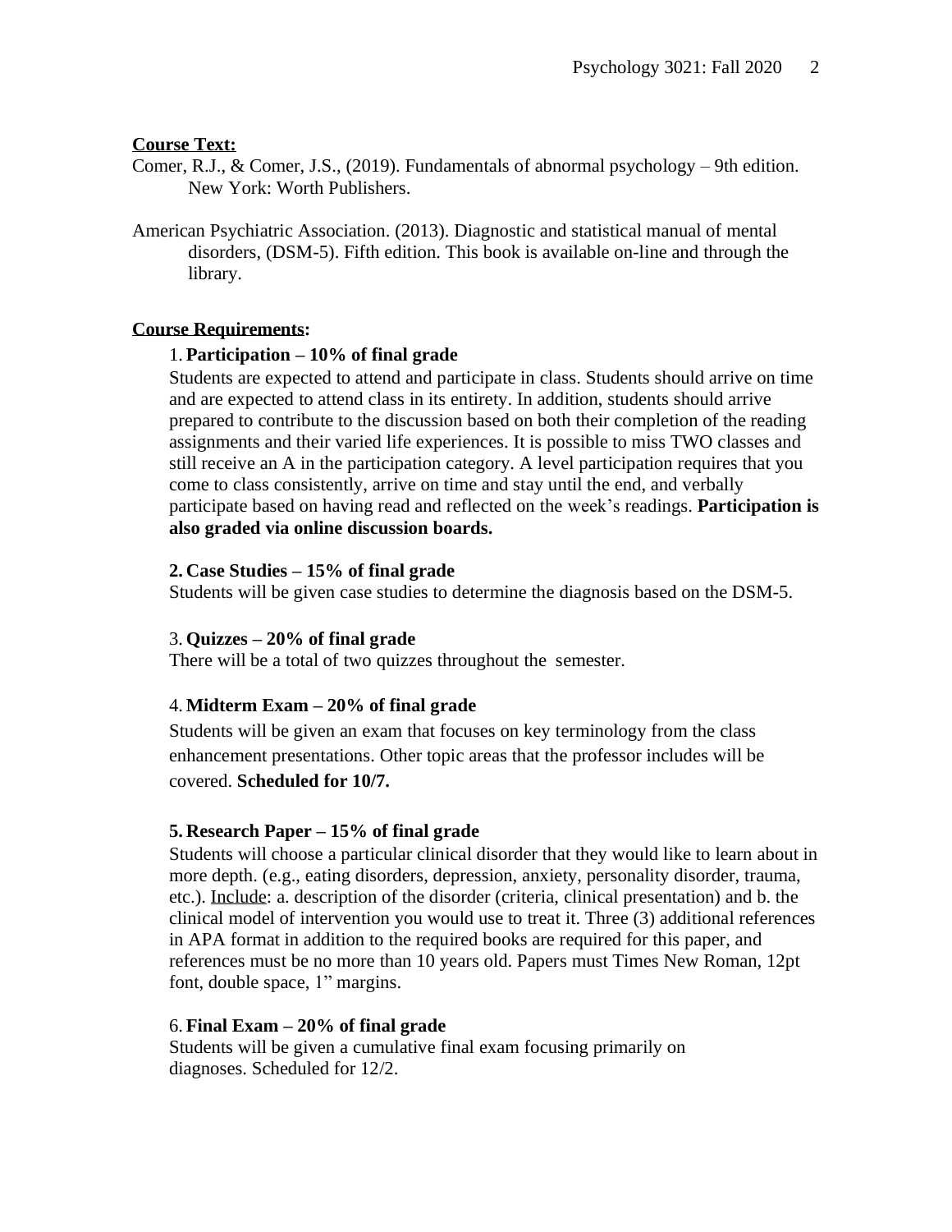**Course Text:**

Comer, R.J., & Comer, J.S., (2019). Fundamentals of abnormal psychology – 9th edition. New York: Worth Publishers.

American Psychiatric Association. (2013). Diagnostic and statistical manual of mental disorders, (DSM-5). Fifth edition. This book is available on-line and through the library.

**Course Requirements:**

1. **Participation – 10% of final grade**

   Students are expected to attend and participate in class. Students should arrive on time and are expected to attend class in its entirety. In addition, students should arrive prepared to contribute to the discussion based on both their completion of the reading assignments and their varied life experiences. It is possible to miss TWO classes and still receive an A in the participation category. A level participation requires that you come to class consistently, arrive on time and stay until the end, and verbally participate based on having read and reflected on the week's readings. **Participation is also graded via online discussion boards.**

2. **Case Studies – 15% of final grade**

   Students will be given case studies to determine the diagnosis based on the DSM-5.

3. **Quizzes – 20% of final grade**

   There will be a total of two quizzes throughout the semester.

4. **Midterm Exam – 20% of final grade**

   Students will be given an exam that focuses on key terminology from the class enhancement presentations. Other topic areas that the professor includes will be covered. **Scheduled for 10/7.**

5. **Research Paper – 15% of final grade**

   Students will choose a particular clinical disorder that they would like to learn about in more depth. (e.g., eating disorders, depression, anxiety, personality disorder, trauma, etc.). Include: a. description of the disorder (criteria, clinical presentation) and b. the clinical model of intervention you would use to treat it. Three (3) additional references in APA format in addition to the required books are required for this paper, and references must be no more than 10 years old. Papers must Times New Roman, 12pt font, double space, 1" margins.

6. **Final Exam – 20% of final grade**

   Students will be given a cumulative final exam focusing primarily on diagnoses. Scheduled for 12/2.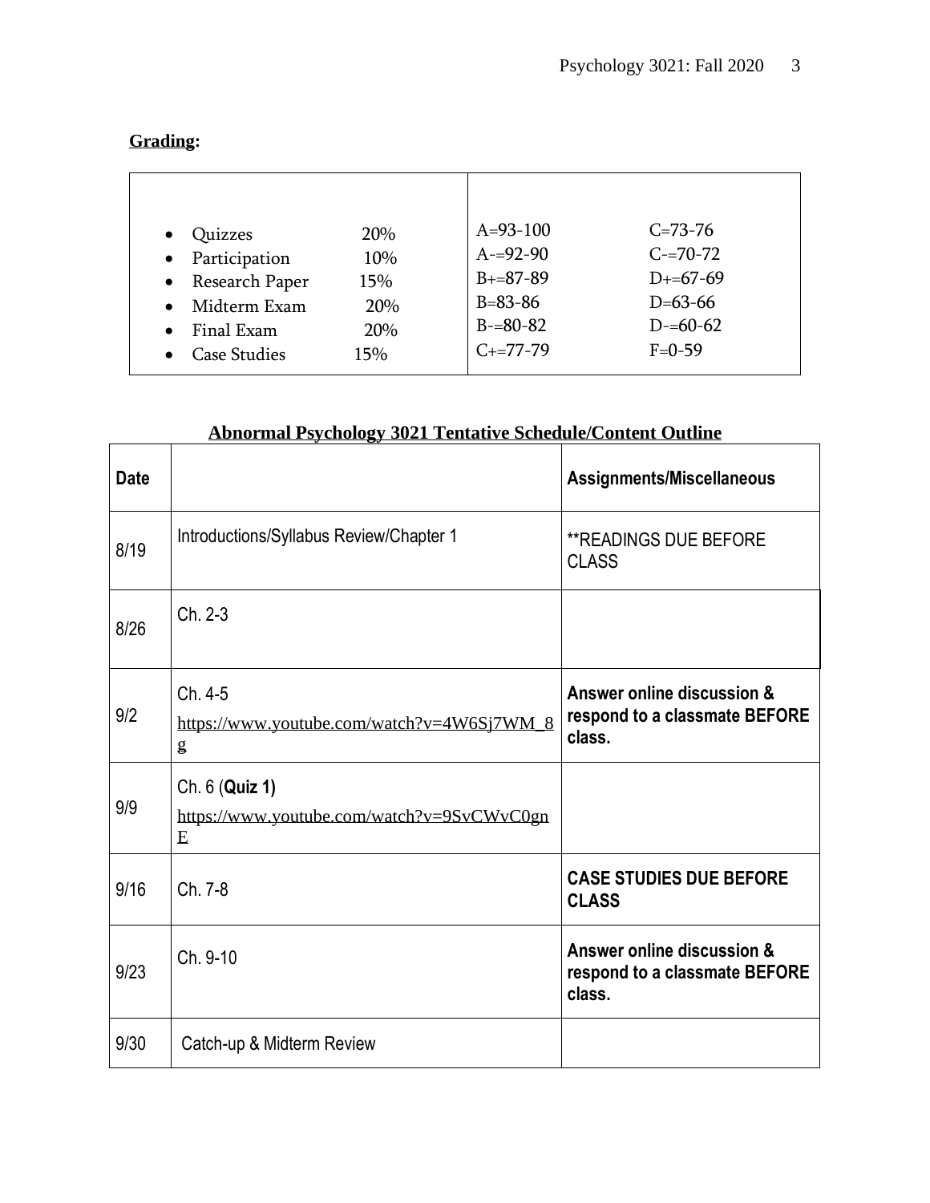**Grading:**

| | |
|---|---|
| • Quizzes 20%<br>• Participation 10%<br>• Research Paper 15%<br>• Midterm Exam 20%<br>• Final Exam 20%<br>• Case Studies 15% | A=93-100 C=73-76<br>A-=92-90 C-=70-72<br>B+=87-89 D+=67-69<br>B=83-86 D=63-66<br>B-=80-82 D-=60-62<br>C+=77-79 F=0-59 |

**Abnormal Psychology 3021 Tentative Schedule/Content Outline**

| Date | | Assignments/Miscellaneous |
|---|---|---|
| 8/19 | Introductions/Syllabus Review/Chapter 1 | **READINGS DUE BEFORE CLASS |
| 8/26 | Ch. 2-3 | |
| 9/2 | Ch. 4-5<br>https://www.youtube.com/watch?v=4W6Sj7WM_8g | **Answer online discussion & respond to a classmate BEFORE class.** |
| 9/9 | Ch. 6 (**Quiz 1)**<br>https://www.youtube.com/watch?v=9SvCWvC0gnE | |
| 9/16 | Ch. 7-8 | **CASE STUDIES DUE BEFORE CLASS** |
| 9/23 | Ch. 9-10 | **Answer online discussion & respond to a classmate BEFORE class.** |
| 9/30 | Catch-up & Midterm Review | |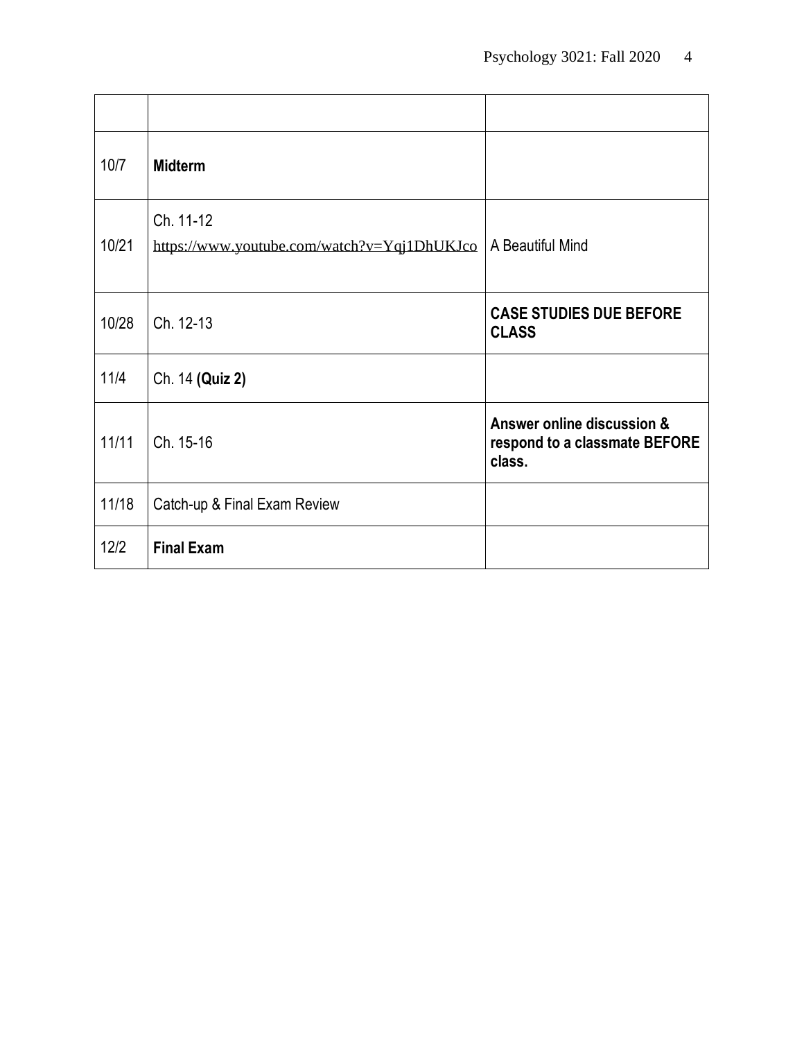| | | |
|---|---|---|
| 10/7 | **Midterm** | |
| 10/21 | Ch. 11-12<br>https://www.youtube.com/watch?v=Yqj1DhUKJco | A Beautiful Mind |
| 10/28 | Ch. 12-13 | **CASE STUDIES DUE BEFORE CLASS** |
| 11/4 | Ch. 14 **(Quiz 2)** | |
| 11/11 | Ch. 15-16 | **Answer online discussion & respond to a classmate BEFORE class.** |
| 11/18 | Catch-up & Final Exam Review | |
| 12/2 | **Final Exam** | |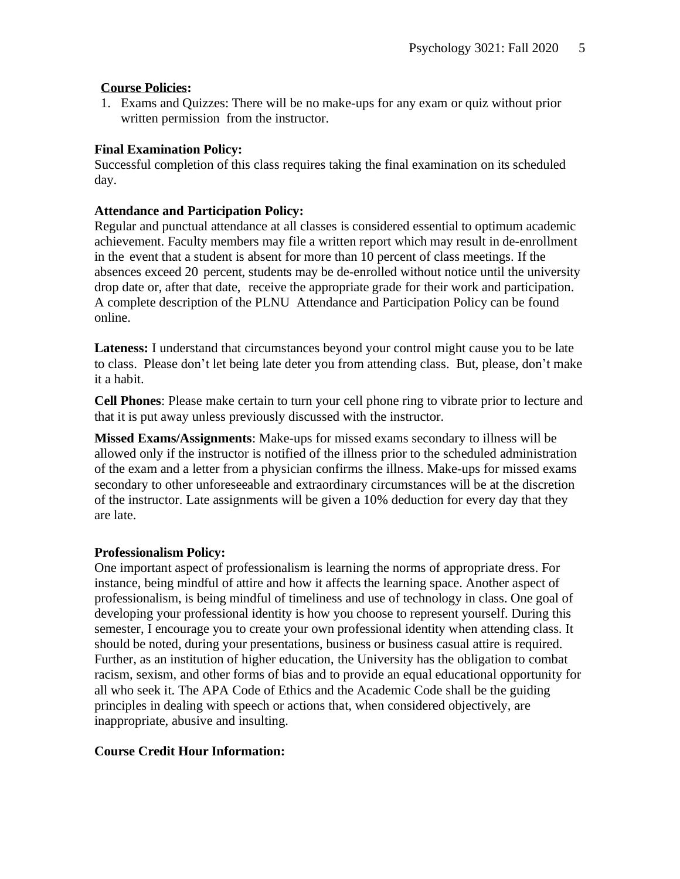**Course Policies:**

1. Exams and Quizzes: There will be no make-ups for any exam or quiz without prior written permission from the instructor.

**Final Examination Policy:**
Successful completion of this class requires taking the final examination on its scheduled day.

**Attendance and Participation Policy:**
Regular and punctual attendance at all classes is considered essential to optimum academic achievement. Faculty members may file a written report which may result in de-enrollment in the event that a student is absent for more than 10 percent of class meetings. If the absences exceed 20 percent, students may be de-enrolled without notice until the university drop date or, after that date, receive the appropriate grade for their work and participation. A complete description of the PLNU Attendance and Participation Policy can be found online.

**Lateness:** I understand that circumstances beyond your control might cause you to be late to class. Please don't let being late deter you from attending class. But, please, don't make it a habit.

**Cell Phones**: Please make certain to turn your cell phone ring to vibrate prior to lecture and that it is put away unless previously discussed with the instructor.

**Missed Exams/Assignments**: Make-ups for missed exams secondary to illness will be allowed only if the instructor is notified of the illness prior to the scheduled administration of the exam and a letter from a physician confirms the illness. Make-ups for missed exams secondary to other unforeseeable and extraordinary circumstances will be at the discretion of the instructor. Late assignments will be given a 10% deduction for every day that they are late.

**Professionalism Policy:**
One important aspect of professionalism is learning the norms of appropriate dress. For instance, being mindful of attire and how it affects the learning space. Another aspect of professionalism, is being mindful of timeliness and use of technology in class. One goal of developing your professional identity is how you choose to represent yourself. During this semester, I encourage you to create your own professional identity when attending class. It should be noted, during your presentations, business or business casual attire is required. Further, as an institution of higher education, the University has the obligation to combat racism, sexism, and other forms of bias and to provide an equal educational opportunity for all who seek it. The APA Code of Ethics and the Academic Code shall be the guiding principles in dealing with speech or actions that, when considered objectively, are inappropriate, abusive and insulting.

**Course Credit Hour Information:**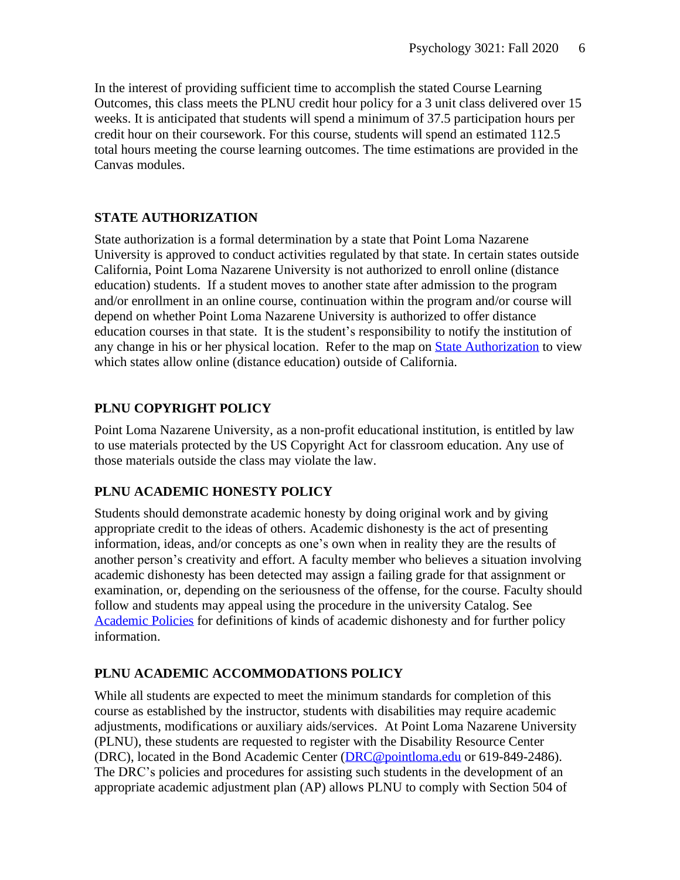In the interest of providing sufficient time to accomplish the stated Course Learning Outcomes, this class meets the PLNU credit hour policy for a 3 unit class delivered over 15 weeks. It is anticipated that students will spend a minimum of 37.5 participation hours per credit hour on their coursework. For this course, students will spend an estimated 112.5 total hours meeting the course learning outcomes. The time estimations are provided in the Canvas modules.

## STATE AUTHORIZATION

State authorization is a formal determination by a state that Point Loma Nazarene University is approved to conduct activities regulated by that state. In certain states outside California, Point Loma Nazarene University is not authorized to enroll online (distance education) students. If a student moves to another state after admission to the program and/or enrollment in an online course, continuation within the program and/or course will depend on whether Point Loma Nazarene University is authorized to offer distance education courses in that state. It is the student's responsibility to notify the institution of any change in his or her physical location. Refer to the map on State Authorization to view which states allow online (distance education) outside of California.

## PLNU COPYRIGHT POLICY

Point Loma Nazarene University, as a non-profit educational institution, is entitled by law to use materials protected by the US Copyright Act for classroom education. Any use of those materials outside the class may violate the law.

## PLNU ACADEMIC HONESTY POLICY

Students should demonstrate academic honesty by doing original work and by giving appropriate credit to the ideas of others. Academic dishonesty is the act of presenting information, ideas, and/or concepts as one's own when in reality they are the results of another person's creativity and effort. A faculty member who believes a situation involving academic dishonesty has been detected may assign a failing grade for that assignment or examination, or, depending on the seriousness of the offense, for the course. Faculty should follow and students may appeal using the procedure in the university Catalog. See Academic Policies for definitions of kinds of academic dishonesty and for further policy information.

## PLNU ACADEMIC ACCOMMODATIONS POLICY

While all students are expected to meet the minimum standards for completion of this course as established by the instructor, students with disabilities may require academic adjustments, modifications or auxiliary aids/services. At Point Loma Nazarene University (PLNU), these students are requested to register with the Disability Resource Center (DRC), located in the Bond Academic Center (DRC@pointloma.edu or 619-849-2486). The DRC's policies and procedures for assisting such students in the development of an appropriate academic adjustment plan (AP) allows PLNU to comply with Section 504 of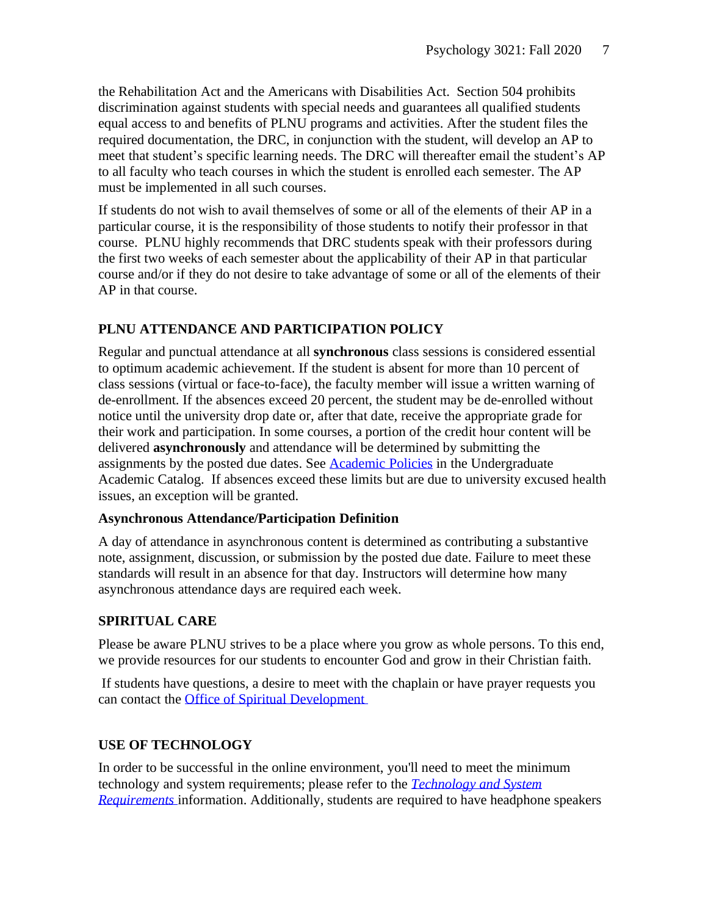the Rehabilitation Act and the Americans with Disabilities Act. Section 504 prohibits discrimination against students with special needs and guarantees all qualified students equal access to and benefits of PLNU programs and activities. After the student files the required documentation, the DRC, in conjunction with the student, will develop an AP to meet that student's specific learning needs. The DRC will thereafter email the student's AP to all faculty who teach courses in which the student is enrolled each semester. The AP must be implemented in all such courses.

If students do not wish to avail themselves of some or all of the elements of their AP in a particular course, it is the responsibility of those students to notify their professor in that course. PLNU highly recommends that DRC students speak with their professors during the first two weeks of each semester about the applicability of their AP in that particular course and/or if they do not desire to take advantage of some or all of the elements of their AP in that course.

### PLNU ATTENDANCE AND PARTICIPATION POLICY

Regular and punctual attendance at all **synchronous** class sessions is considered essential to optimum academic achievement. If the student is absent for more than 10 percent of class sessions (virtual or face-to-face), the faculty member will issue a written warning of de-enrollment. If the absences exceed 20 percent, the student may be de-enrolled without notice until the university drop date or, after that date, receive the appropriate grade for their work and participation. In some courses, a portion of the credit hour content will be delivered **asynchronously** and attendance will be determined by submitting the assignments by the posted due dates. See Academic Policies in the Undergraduate Academic Catalog. If absences exceed these limits but are due to university excused health issues, an exception will be granted.

#### Asynchronous Attendance/Participation Definition

A day of attendance in asynchronous content is determined as contributing a substantive note, assignment, discussion, or submission by the posted due date. Failure to meet these standards will result in an absence for that day. Instructors will determine how many asynchronous attendance days are required each week.

### SPIRITUAL CARE

Please be aware PLNU strives to be a place where you grow as whole persons. To this end, we provide resources for our students to encounter God and grow in their Christian faith.

If students have questions, a desire to meet with the chaplain or have prayer requests you can contact the Office of Spiritual Development

### USE OF TECHNOLOGY

In order to be successful in the online environment, you'll need to meet the minimum technology and system requirements; please refer to the *Technology and System Requirements* information. Additionally, students are required to have headphone speakers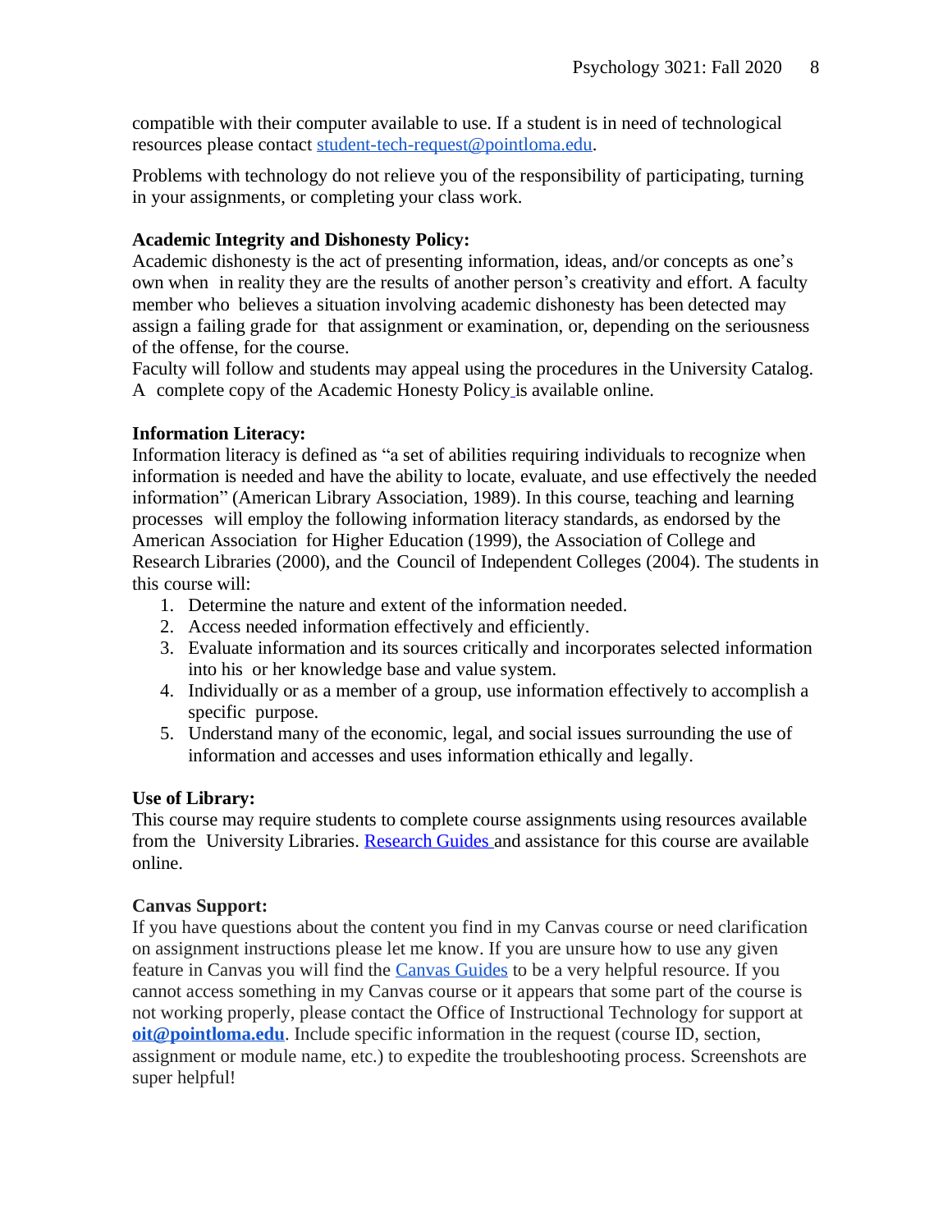compatible with their computer available to use. If a student is in need of technological resources please contact [student-tech-request@pointloma.edu](mailto:student-tech-request@pointloma.edu).

Problems with technology do not relieve you of the responsibility of participating, turning in your assignments, or completing your class work.

**Academic Integrity and Dishonesty Policy:**
Academic dishonesty is the act of presenting information, ideas, and/or concepts as one's own when in reality they are the results of another person's creativity and effort. A faculty member who believes a situation involving academic dishonesty has been detected may assign a failing grade for that assignment or examination, or, depending on the seriousness of the offense, for the course.
Faculty will follow and students may appeal using the procedures in the University Catalog. A complete copy of the Academic Honesty Policy is available online.

**Information Literacy:**
Information literacy is defined as "a set of abilities requiring individuals to recognize when information is needed and have the ability to locate, evaluate, and use effectively the needed information" (American Library Association, 1989). In this course, teaching and learning processes will employ the following information literacy standards, as endorsed by the American Association for Higher Education (1999), the Association of College and Research Libraries (2000), and the Council of Independent Colleges (2004). The students in this course will:

1. Determine the nature and extent of the information needed.
2. Access needed information effectively and efficiently.
3. Evaluate information and its sources critically and incorporates selected information into his or her knowledge base and value system.
4. Individually or as a member of a group, use information effectively to accomplish a specific purpose.
5. Understand many of the economic, legal, and social issues surrounding the use of information and accesses and uses information ethically and legally.

**Use of Library:**
This course may require students to complete course assignments using resources available from the University Libraries. Research Guides and assistance for this course are available online.

**Canvas Support:**
If you have questions about the content you find in my Canvas course or need clarification on assignment instructions please let me know. If you are unsure how to use any given feature in Canvas you will find the Canvas Guides to be a very helpful resource. If you cannot access something in my Canvas course or it appears that some part of the course is not working properly, please contact the Office of Instructional Technology for support at **[oit@pointloma.edu](mailto:oit@pointloma.edu)**. Include specific information in the request (course ID, section, assignment or module name, etc.) to expedite the troubleshooting process. Screenshots are super helpful!